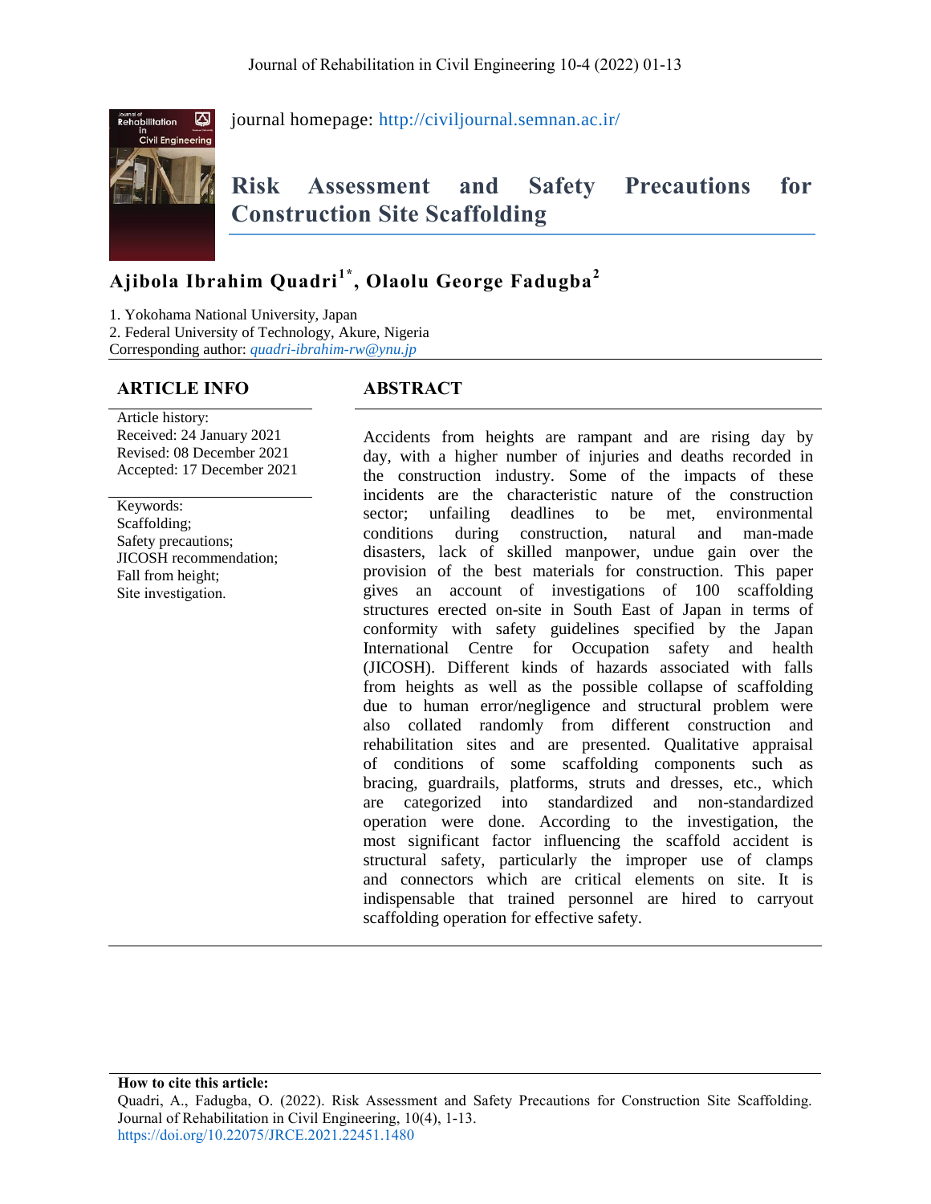journal homepage: http://civiljournal.semnan.ac.ir/

# Risk Assessment and Safety Precautions for Construction Site Scaffolding

**Ajibola Ibrahim Quadri[1*], Olaolu George Fadugba[2]**

1. Yokohama National University, Japan
2. Federal University of Technology, Akure, Nigeria

Corresponding author: *quadri-ibrahim-rw@ynu.jp*

## ARTICLE INFO

Article history:
Received: 24 January 2021
Revised: 08 December 2021
Accepted: 17 December 2021

Keywords:
Scaffolding;
Safety precautions;
JICOSH recommendation;
Fall from height;
Site investigation.

## ABSTRACT

Accidents from heights are rampant and are rising day by day, with a higher number of injuries and deaths recorded in the construction industry. Some of the impacts of these incidents are the characteristic nature of the construction sector; unfailing deadlines to be met, environmental conditions during construction, natural and man-made disasters, lack of skilled manpower, undue gain over the provision of the best materials for construction. This paper gives an account of investigations of 100 scaffolding structures erected on-site in South East of Japan in terms of conformity with safety guidelines specified by the Japan International Centre for Occupation safety and health (JICOSH). Different kinds of hazards associated with falls from heights as well as the possible collapse of scaffolding due to human error/negligence and structural problem were also collated randomly from different construction and rehabilitation sites and are presented. Qualitative appraisal of conditions of some scaffolding components such as bracing, guardrails, platforms, struts and dresses, etc., which are categorized into standardized and non-standardized operation were done. According to the investigation, the most significant factor influencing the scaffold accident is structural safety, particularly the improper use of clamps and connectors which are critical elements on site. It is indispensable that trained personnel are hired to carryout scaffolding operation for effective safety.

**How to cite this article:**
Quadri, A., Fadugba, O. (2022). Risk Assessment and Safety Precautions for Construction Site Scaffolding. Journal of Rehabilitation in Civil Engineering, 10(4), 1-13.
https://doi.org/10.22075/JRCE.2021.22451.1480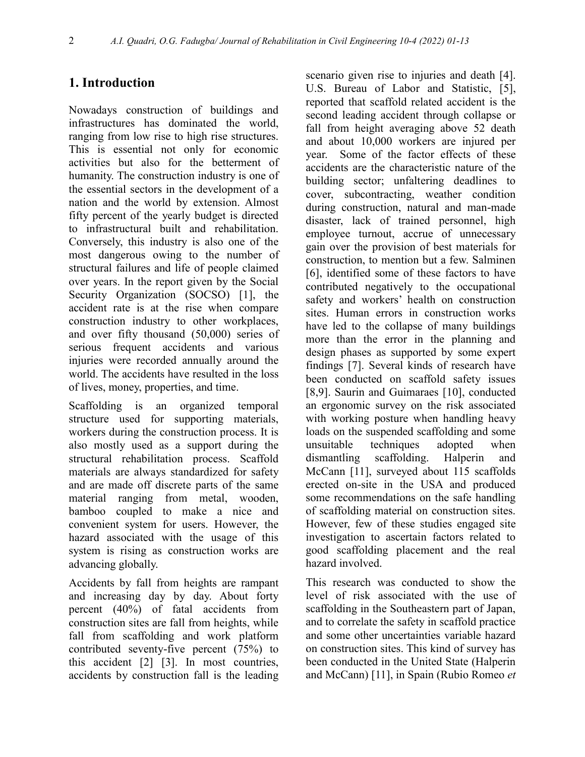## 1. Introduction

Nowadays construction of buildings and infrastructures has dominated the world, ranging from low rise to high rise structures. This is essential not only for economic activities but also for the betterment of humanity. The construction industry is one of the essential sectors in the development of a nation and the world by extension. Almost fifty percent of the yearly budget is directed to infrastructural built and rehabilitation. Conversely, this industry is also one of the most dangerous owing to the number of structural failures and life of people claimed over years. In the report given by the Social Security Organization (SOCSO) [1], the accident rate is at the rise when compare construction industry to other workplaces, and over fifty thousand (50,000) series of serious frequent accidents and various injuries were recorded annually around the world. The accidents have resulted in the loss of lives, money, properties, and time.

Scaffolding is an organized temporal structure used for supporting materials, workers during the construction process. It is also mostly used as a support during the structural rehabilitation process. Scaffold materials are always standardized for safety and are made off discrete parts of the same material ranging from metal, wooden, bamboo coupled to make a nice and convenient system for users. However, the hazard associated with the usage of this system is rising as construction works are advancing globally.

Accidents by fall from heights are rampant and increasing day by day. About forty percent (40%) of fatal accidents from construction sites are fall from heights, while fall from scaffolding and work platform contributed seventy-five percent (75%) to this accident [2] [3]. In most countries, accidents by construction fall is the leading scenario given rise to injuries and death [4]. U.S. Bureau of Labor and Statistic, [5], reported that scaffold related accident is the second leading accident through collapse or fall from height averaging above 52 death and about 10,000 workers are injured per year. Some of the factor effects of these accidents are the characteristic nature of the building sector; unfaltering deadlines to cover, subcontracting, weather condition during construction, natural and man-made disaster, lack of trained personnel, high employee turnout, accrue of unnecessary gain over the provision of best materials for construction, to mention but a few. Salminen [6], identified some of these factors to have contributed negatively to the occupational safety and workers' health on construction sites. Human errors in construction works have led to the collapse of many buildings more than the error in the planning and design phases as supported by some expert findings [7]. Several kinds of research have been conducted on scaffold safety issues [8,9]. Saurin and Guimaraes [10], conducted an ergonomic survey on the risk associated with working posture when handling heavy loads on the suspended scaffolding and some unsuitable techniques adopted when dismantling scaffolding. Halperin and McCann [11], surveyed about 115 scaffolds erected on-site in the USA and produced some recommendations on the safe handling of scaffolding material on construction sites. However, few of these studies engaged site investigation to ascertain factors related to good scaffolding placement and the real hazard involved.

This research was conducted to show the level of risk associated with the use of scaffolding in the Southeastern part of Japan, and to correlate the safety in scaffold practice and some other uncertainties variable hazard on construction sites. This kind of survey has been conducted in the United State (Halperin and McCann) [11], in Spain (Rubio Romeo *et*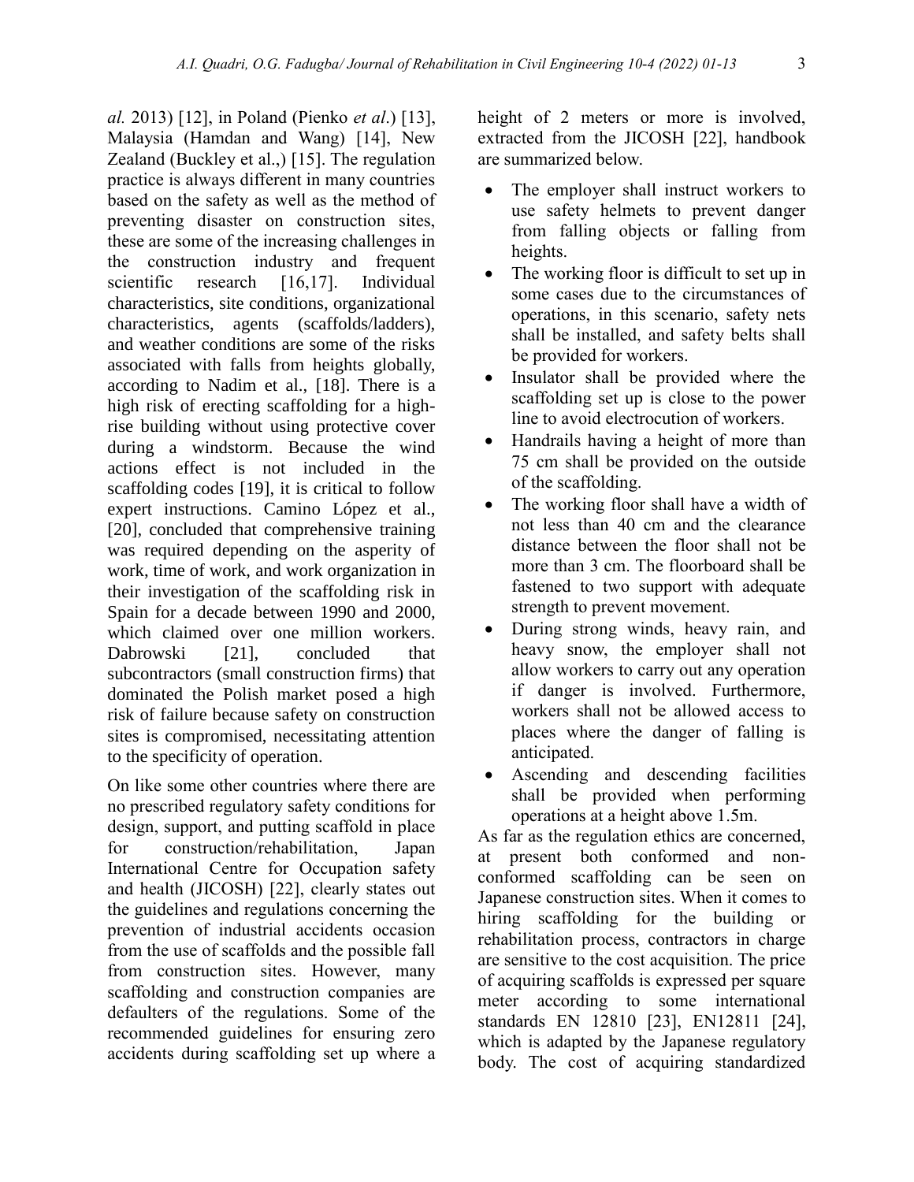*al.* 2013) [12], in Poland (Pienko *et al*.) [13], Malaysia (Hamdan and Wang) [14], New Zealand (Buckley et al.,) [15]. The regulation practice is always different in many countries based on the safety as well as the method of preventing disaster on construction sites, these are some of the increasing challenges in the construction industry and frequent scientific research [16,17]. Individual characteristics, site conditions, organizational characteristics, agents (scaffolds/ladders), and weather conditions are some of the risks associated with falls from heights globally, according to Nadim et al., [18]. There is a high risk of erecting scaffolding for a high-rise building without using protective cover during a windstorm. Because the wind actions effect is not included in the scaffolding codes [19], it is critical to follow expert instructions. Camino López et al., [20], concluded that comprehensive training was required depending on the asperity of work, time of work, and work organization in their investigation of the scaffolding risk in Spain for a decade between 1990 and 2000, which claimed over one million workers. Dabrowski [21], concluded that subcontractors (small construction firms) that dominated the Polish market posed a high risk of failure because safety on construction sites is compromised, necessitating attention to the specificity of operation.

On like some other countries where there are no prescribed regulatory safety conditions for design, support, and putting scaffold in place for construction/rehabilitation, Japan International Centre for Occupation safety and health (JICOSH) [22], clearly states out the guidelines and regulations concerning the prevention of industrial accidents occasion from the use of scaffolds and the possible fall from construction sites. However, many scaffolding and construction companies are defaulters of the regulations. Some of the recommended guidelines for ensuring zero accidents during scaffolding set up where a height of 2 meters or more is involved, extracted from the JICOSH [22], handbook are summarized below.

- The employer shall instruct workers to use safety helmets to prevent danger from falling objects or falling from heights.
- The working floor is difficult to set up in some cases due to the circumstances of operations, in this scenario, safety nets shall be installed, and safety belts shall be provided for workers.
- Insulator shall be provided where the scaffolding set up is close to the power line to avoid electrocution of workers.
- Handrails having a height of more than 75 cm shall be provided on the outside of the scaffolding.
- The working floor shall have a width of not less than 40 cm and the clearance distance between the floor shall not be more than 3 cm. The floorboard shall be fastened to two support with adequate strength to prevent movement.
- During strong winds, heavy rain, and heavy snow, the employer shall not allow workers to carry out any operation if danger is involved. Furthermore, workers shall not be allowed access to places where the danger of falling is anticipated.
- Ascending and descending facilities shall be provided when performing operations at a height above 1.5m.

As far as the regulation ethics are concerned, at present both conformed and non-conformed scaffolding can be seen on Japanese construction sites. When it comes to hiring scaffolding for the building or rehabilitation process, contractors in charge are sensitive to the cost acquisition. The price of acquiring scaffolds is expressed per square meter according to some international standards EN 12810 [23], EN12811 [24], which is adapted by the Japanese regulatory body. The cost of acquiring standardized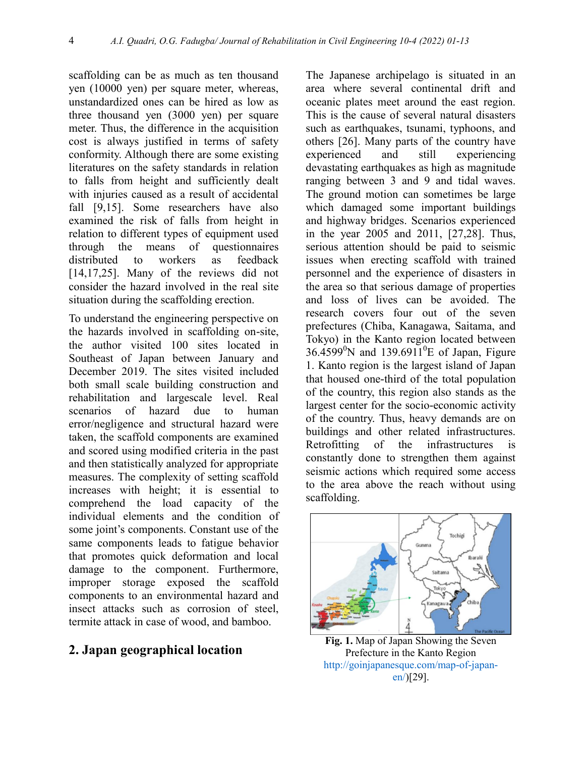scaffolding can be as much as ten thousand yen (10000 yen) per square meter, whereas, unstandardized ones can be hired as low as three thousand yen (3000 yen) per square meter. Thus, the difference in the acquisition cost is always justified in terms of safety conformity. Although there are some existing literatures on the safety standards in relation to falls from height and sufficiently dealt with injuries caused as a result of accidental fall [9,15]. Some researchers have also examined the risk of falls from height in relation to different types of equipment used through the means of questionnaires distributed to workers as feedback [14,17,25]. Many of the reviews did not consider the hazard involved in the real site situation during the scaffolding erection.

To understand the engineering perspective on the hazards involved in scaffolding on-site, the author visited 100 sites located in Southeast of Japan between January and December 2019. The sites visited included both small scale building construction and rehabilitation and largescale level. Real scenarios of hazard due to human error/negligence and structural hazard were taken, the scaffold components are examined and scored using modified criteria in the past and then statistically analyzed for appropriate measures. The complexity of setting scaffold increases with height; it is essential to comprehend the load capacity of the individual elements and the condition of some joint's components. Constant use of the same components leads to fatigue behavior that promotes quick deformation and local damage to the component. Furthermore, improper storage exposed the scaffold components to an environmental hazard and insect attacks such as corrosion of steel, termite attack in case of wood, and bamboo.

## 2. Japan geographical location

The Japanese archipelago is situated in an area where several continental drift and oceanic plates meet around the east region. This is the cause of several natural disasters such as earthquakes, tsunami, typhoons, and others [26]. Many parts of the country have experienced and still experiencing devastating earthquakes as high as magnitude ranging between 3 and 9 and tidal waves. The ground motion can sometimes be large which damaged some important buildings and highway bridges. Scenarios experienced in the year 2005 and 2011, [27,28]. Thus, serious attention should be paid to seismic issues when erecting scaffold with trained personnel and the experience of disasters in the area so that serious damage of properties and loss of lives can be avoided. The research covers four out of the seven prefectures (Chiba, Kanagawa, Saitama, and Tokyo) in the Kanto region located between 36.4599$^0$N and 139.6911$^0$E of Japan, Figure 1. Kanto region is the largest island of Japan that housed one-third of the total population of the country, this region also stands as the largest center for the socio-economic activity of the country. Thus, heavy demands are on buildings and other related infrastructures. Retrofitting of the infrastructures is constantly done to strengthen them against seismic actions which required some access to the area above the reach without using scaffolding.

**Fig. 1.** Map of Japan Showing the Seven Prefecture in the Kanto Region http://goinjapanesque.com/map-of-japan-en/)[29].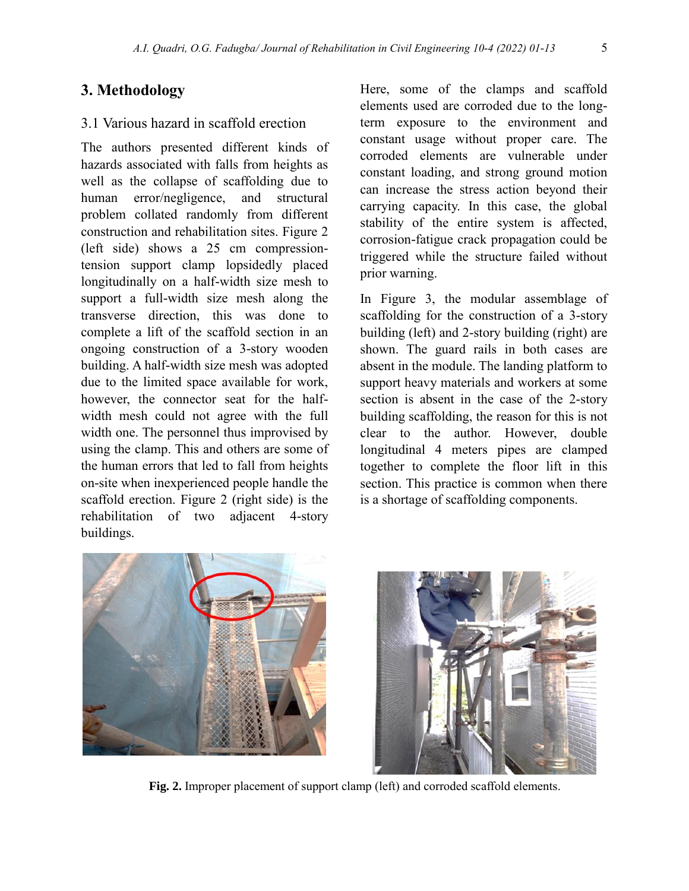## 3. Methodology

### 3.1 Various hazard in scaffold erection

The authors presented different kinds of hazards associated with falls from heights as well as the collapse of scaffolding due to human error/negligence, and structural problem collated randomly from different construction and rehabilitation sites. Figure 2 (left side) shows a 25 cm compression-tension support clamp lopsidedly placed longitudinally on a half-width size mesh to support a full-width size mesh along the transverse direction, this was done to complete a lift of the scaffold section in an ongoing construction of a 3-story wooden building. A half-width size mesh was adopted due to the limited space available for work, however, the connector seat for the half-width mesh could not agree with the full width one. The personnel thus improvised by using the clamp. This and others are some of the human errors that led to fall from heights on-site when inexperienced people handle the scaffold erection. Figure 2 (right side) is the rehabilitation of two adjacent 4-story buildings.

Here, some of the clamps and scaffold elements used are corroded due to the long-term exposure to the environment and constant usage without proper care. The corroded elements are vulnerable under constant loading, and strong ground motion can increase the stress action beyond their carrying capacity. In this case, the global stability of the entire system is affected, corrosion-fatigue crack propagation could be triggered while the structure failed without prior warning.

In Figure 3, the modular assemblage of scaffolding for the construction of a 3-story building (left) and 2-story building (right) are shown. The guard rails in both cases are absent in the module. The landing platform to support heavy materials and workers at some section is absent in the case of the 2-story building scaffolding, the reason for this is not clear to the author. However, double longitudinal 4 meters pipes are clamped together to complete the floor lift in this section. This practice is common when there is a shortage of scaffolding components.

**Fig. 2.** Improper placement of support clamp (left) and corroded scaffold elements.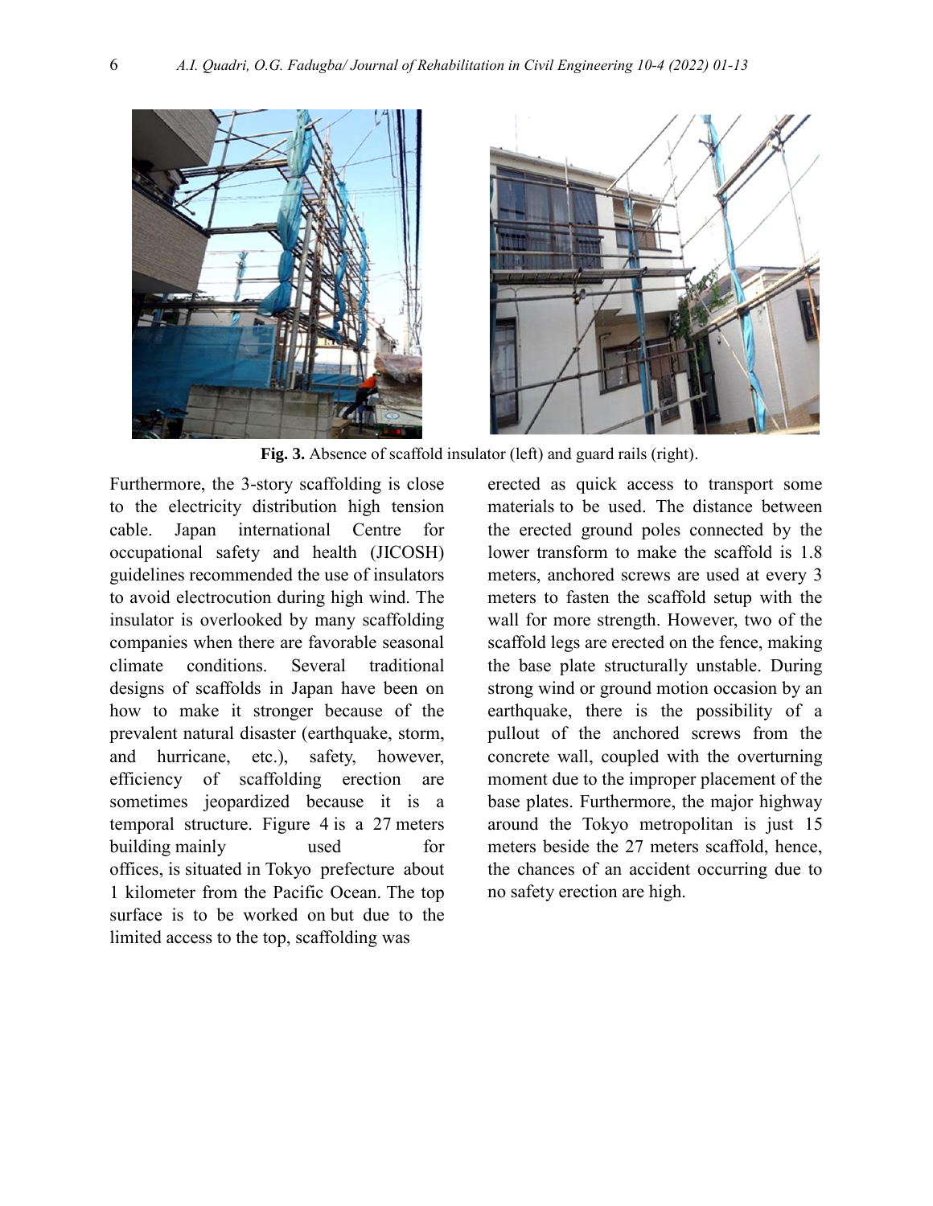Fig. 3. Absence of scaffold insulator (left) and guard rails (right).

Furthermore, the 3-story scaffolding is close to the electricity distribution high tension cable. Japan international Centre for occupational safety and health (JICOSH) guidelines recommended the use of insulators to avoid electrocution during high wind. The insulator is overlooked by many scaffolding companies when there are favorable seasonal climate conditions. Several traditional designs of scaffolds in Japan have been on how to make it stronger because of the prevalent natural disaster (earthquake, storm, and hurricane, etc.), safety, however, efficiency of scaffolding erection are sometimes jeopardized because it is a temporal structure. Figure 4 is a 27 meters building mainly used for offices, is situated in Tokyo prefecture about 1 kilometer from the Pacific Ocean. The top surface is to be worked on but due to the limited access to the top, scaffolding was erected as quick access to transport some materials to be used. The distance between the erected ground poles connected by the lower transform to make the scaffold is 1.8 meters, anchored screws are used at every 3 meters to fasten the scaffold setup with the wall for more strength. However, two of the scaffold legs are erected on the fence, making the base plate structurally unstable. During strong wind or ground motion occasion by an earthquake, there is the possibility of a pullout of the anchored screws from the concrete wall, coupled with the overturning moment due to the improper placement of the base plates. Furthermore, the major highway around the Tokyo metropolitan is just 15 meters beside the 27 meters scaffold, hence, the chances of an accident occurring due to no safety erection are high.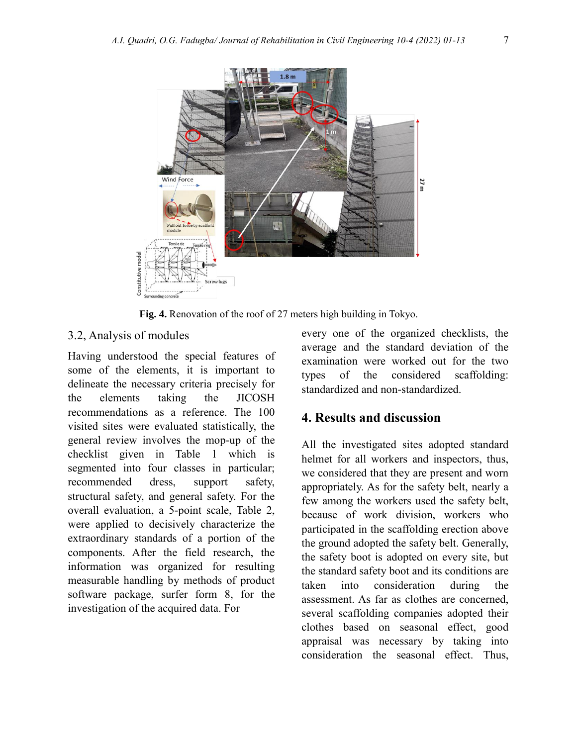**Fig. 4.** Renovation of the roof of 27 meters high building in Tokyo.

## 3.2, Analysis of modules

Having understood the special features of some of the elements, it is important to delineate the necessary criteria precisely for the elements taking the JICOSH recommendations as a reference. The 100 visited sites were evaluated statistically, the general review involves the mop-up of the checklist given in Table 1 which is segmented into four classes in particular; recommended dress, support safety, structural safety, and general safety. For the overall evaluation, a 5-point scale, Table 2, were applied to decisively characterize the extraordinary standards of a portion of the components. After the field research, the information was organized for resulting measurable handling by methods of product software package, surfer form 8, for the investigation of the acquired data. For every one of the organized checklists, the average and the standard deviation of the examination were worked out for the two types of the considered scaffolding: standardized and non-standardized.

# 4. Results and discussion

All the investigated sites adopted standard helmet for all workers and inspectors, thus, we considered that they are present and worn appropriately. As for the safety belt, nearly a few among the workers used the safety belt, because of work division, workers who participated in the scaffolding erection above the ground adopted the safety belt. Generally, the safety boot is adopted on every site, but the standard safety boot and its conditions are taken into consideration during the assessment. As far as clothes are concerned, several scaffolding companies adopted their clothes based on seasonal effect, good appraisal was necessary by taking into consideration the seasonal effect. Thus,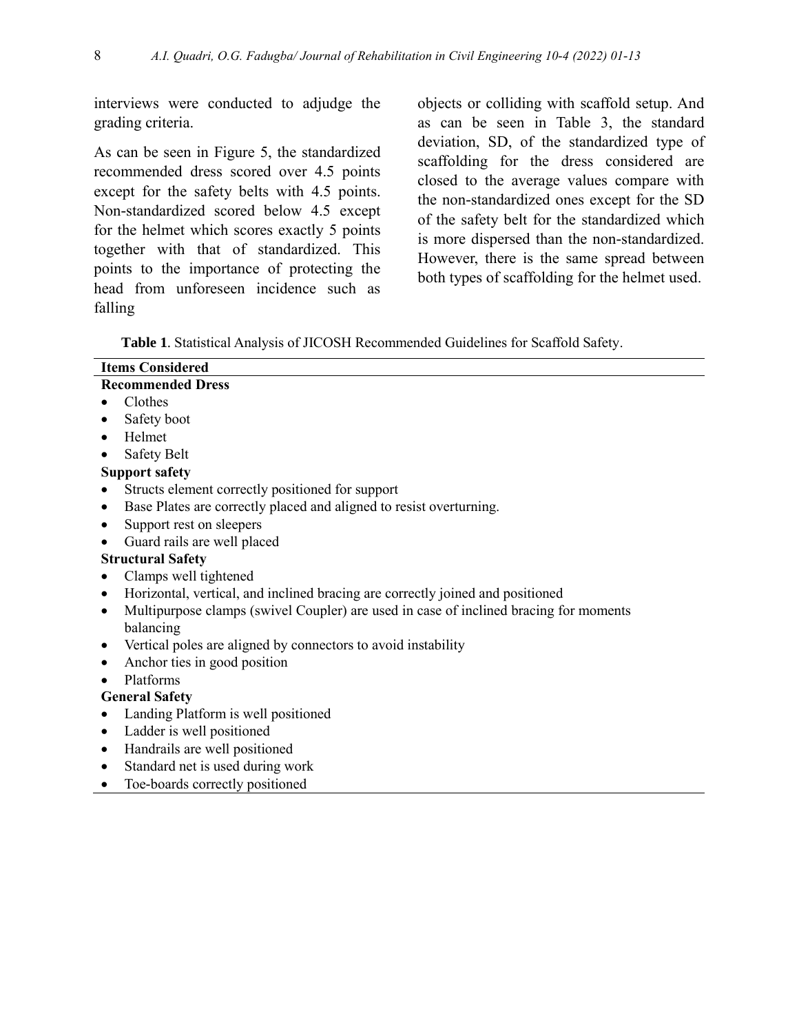interviews were conducted to adjudge the grading criteria.

As can be seen in Figure 5, the standardized recommended dress scored over 4.5 points except for the safety belts with 4.5 points. Non-standardized scored below 4.5 except for the helmet which scores exactly 5 points together with that of standardized. This points to the importance of protecting the head from unforeseen incidence such as falling objects or colliding with scaffold setup. And as can be seen in Table 3, the standard deviation, SD, of the standardized type of scaffolding for the dress considered are closed to the average values compare with the non-standardized ones except for the SD of the safety belt for the standardized which is more dispersed than the non-standardized. However, there is the same spread between both types of scaffolding for the helmet used.

**Table 1**. Statistical Analysis of JICOSH Recommended Guidelines for Scaffold Safety.

| **Items Considered** |
| --- |
| **Recommended Dress** |
| • Clothes |
| • Safety boot |
| • Helmet |
| • Safety Belt |
| **Support safety** |
| • Structs element correctly positioned for support |
| • Base Plates are correctly placed and aligned to resist overturning. |
| • Support rest on sleepers |
| • Guard rails are well placed |
| **Structural Safety** |
| • Clamps well tightened |
| • Horizontal, vertical, and inclined bracing are correctly joined and positioned |
| • Multipurpose clamps (swivel Coupler) are used in case of inclined bracing for moments balancing |
| • Vertical poles are aligned by connectors to avoid instability |
| • Anchor ties in good position |
| • Platforms |
| **General Safety** |
| • Landing Platform is well positioned |
| • Ladder is well positioned |
| • Handrails are well positioned |
| • Standard net is used during work |
| • Toe-boards correctly positioned |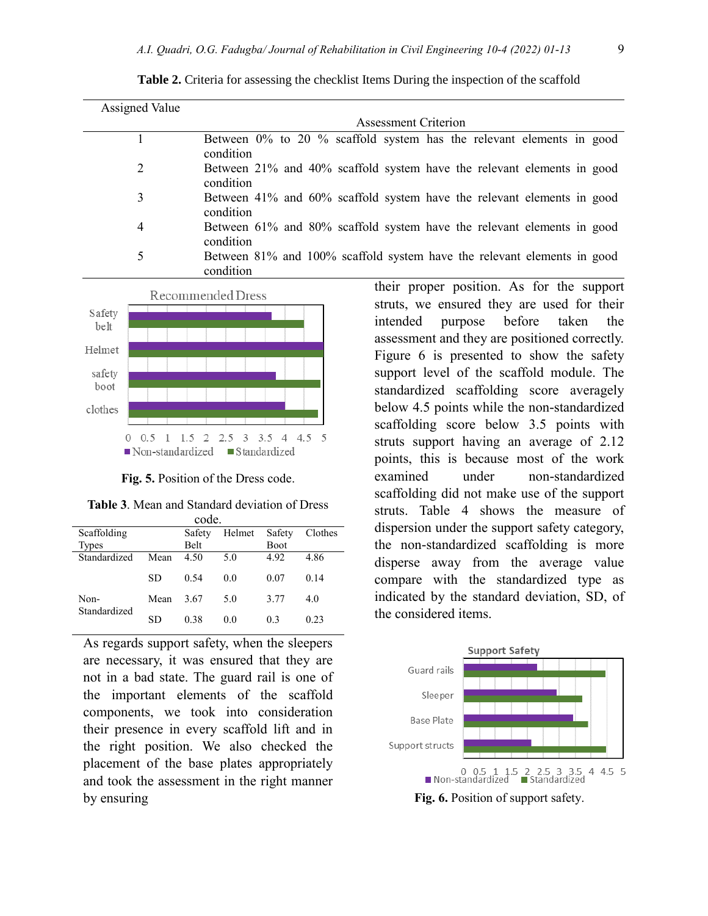**Table 2.** Criteria for assessing the checklist Items During the inspection of the scaffold

| Assigned Value | Assessment Criterion |
|---|---|
| 1 | Between 0% to 20 % scaffold system has the relevant elements in good condition |
| 2 | Between 21% and 40% scaffold system have the relevant elements in good condition |
| 3 | Between 41% and 60% scaffold system have the relevant elements in good condition |
| 4 | Between 61% and 80% scaffold system have the relevant elements in good condition |
| 5 | Between 81% and 100% scaffold system have the relevant elements in good condition |

**Fig. 5.** Position of the Dress code.

**Table 3**. Mean and Standard deviation of Dress code.

| Scaffolding Types | | Safety Belt | Helmet | Safety Boot | Clothes |
|---|---|---|---|---|---|
| Standardized | Mean | 4.50 | 5.0 | 4.92 | 4.86 |
| | SD | 0.54 | 0.0 | 0.07 | 0.14 |
| Non-Standardized | Mean | 3.67 | 5.0 | 3.77 | 4.0 |
| | SD | 0.38 | 0.0 | 0.3 | 0.23 |

As regards support safety, when the sleepers are necessary, it was ensured that they are not in a bad state. The guard rail is one of the important elements of the scaffold components, we took into consideration their presence in every scaffold lift and in the right position. We also checked the placement of the base plates appropriately and took the assessment in the right manner by ensuring their proper position. As for the support struts, we ensured they are used for their intended purpose before taken the assessment and they are positioned correctly. Figure 6 is presented to show the safety support level of the scaffold module. The standardized scaffolding score averagely below 4.5 points while the non-standardized scaffolding score below 3.5 points with struts support having an average of 2.12 points, this is because most of the work examined under non-standardized scaffolding did not make use of the support struts. Table 4 shows the measure of dispersion under the support safety category, the non-standardized scaffolding is more disperse away from the average value compare with the standardized type as indicated by the standard deviation, SD, of the considered items.

**Fig. 6.** Position of support safety.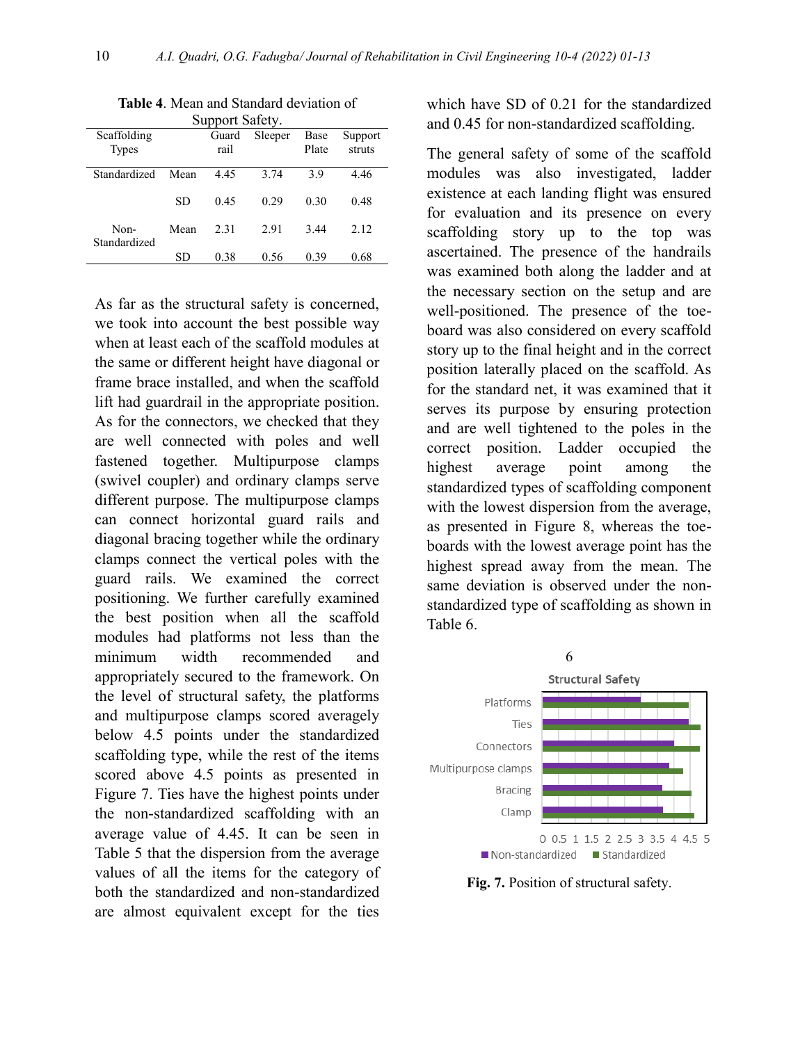**Table 4**. Mean and Standard deviation of Support Safety.

| Scaffolding Types | | Guard rail | Sleeper | Base Plate | Support struts |
|---|---|---|---|---|---|
| Standardized | Mean | 4.45 | 3.74 | 3.9 | 4.46 |
| | SD | 0.45 | 0.29 | 0.30 | 0.48 |
| Non-Standardized | Mean | 2.31 | 2.91 | 3.44 | 2.12 |
| | SD | 0.38 | 0.56 | 0.39 | 0.68 |

As far as the structural safety is concerned, we took into account the best possible way when at least each of the scaffold modules at the same or different height have diagonal or frame brace installed, and when the scaffold lift had guardrail in the appropriate position. As for the connectors, we checked that they are well connected with poles and well fastened together. Multipurpose clamps (swivel coupler) and ordinary clamps serve different purpose. The multipurpose clamps can connect horizontal guard rails and diagonal bracing together while the ordinary clamps connect the vertical poles with the guard rails. We examined the correct positioning. We further carefully examined the best position when all the scaffold modules had platforms not less than the minimum width recommended and appropriately secured to the framework. On the level of structural safety, the platforms and multipurpose clamps scored averagely below 4.5 points under the standardized scaffolding type, while the rest of the items scored above 4.5 points as presented in Figure 7. Ties have the highest points under the non-standardized scaffolding with an average value of 4.45. It can be seen in Table 5 that the dispersion from the average values of all the items for the category of both the standardized and non-standardized are almost equivalent except for the ties which have SD of 0.21 for the standardized and 0.45 for non-standardized scaffolding.

The general safety of some of the scaffold modules was also investigated, ladder existence at each landing flight was ensured for evaluation and its presence on every scaffolding story up to the top was ascertained. The presence of the handrails was examined both along the ladder and at the necessary section on the setup and are well-positioned. The presence of the toe-board was also considered on every scaffold story up to the final height and in the correct position laterally placed on the scaffold. As for the standard net, it was examined that it serves its purpose by ensuring protection and are well tightened to the poles in the correct position. Ladder occupied the highest average point among the standardized types of scaffolding component with the lowest dispersion from the average, as presented in Figure 8, whereas the toe-boards with the lowest average point has the highest spread away from the mean. The same deviation is observed under the non-standardized type of scaffolding as shown in Table 6.

**Fig. 7.** Position of structural safety.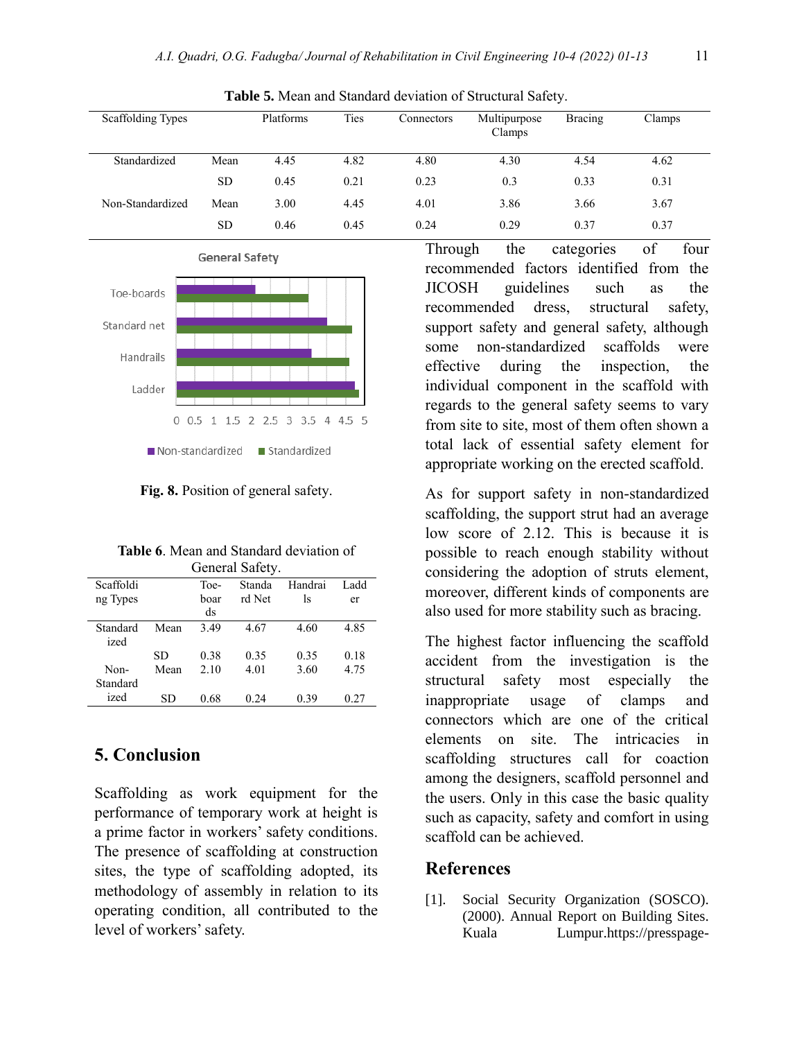**Table 5.** Mean and Standard deviation of Structural Safety.

| Scaffolding Types | | Platforms | Ties | Connectors | Multipurpose Clamps | Bracing | Clamps |
|---|---|---|---|---|---|---|---|
| Standardized | Mean | 4.45 | 4.82 | 4.80 | 4.30 | 4.54 | 4.62 |
| | SD | 0.45 | 0.21 | 0.23 | 0.3 | 0.33 | 0.31 |
| Non-Standardized | Mean | 3.00 | 4.45 | 4.01 | 3.86 | 3.66 | 3.67 |
| | SD | 0.46 | 0.45 | 0.24 | 0.29 | 0.37 | 0.37 |

**Fig. 8.** Position of general safety.

**Table 6**. Mean and Standard deviation of General Safety.

| Scaffolding Types | | Toe-boards | Standard Net | Handrails | Ladder |
|---|---|---|---|---|---|
| Standardized | Mean | 3.49 | 4.67 | 4.60 | 4.85 |
| | SD | 0.38 | 0.35 | 0.35 | 0.18 |
| Non-Standardized | Mean | 2.10 | 4.01 | 3.60 | 4.75 |
| | SD | 0.68 | 0.24 | 0.39 | 0.27 |

## 5. Conclusion

Scaffolding as work equipment for the performance of temporary work at height is a prime factor in workers' safety conditions. The presence of scaffolding at construction sites, the type of scaffolding adopted, its methodology of assembly in relation to its operating condition, all contributed to the level of workers' safety.

Through the categories of four recommended factors identified from the JICOSH guidelines such as the recommended dress, structural safety, support safety and general safety, although some non-standardized scaffolds were effective during the inspection, the individual component in the scaffold with regards to the general safety seems to vary from site to site, most of them often shown a total lack of essential safety element for appropriate working on the erected scaffold.

As for support safety in non-standardized scaffolding, the support strut had an average low score of 2.12. This is because it is possible to reach enough stability without considering the adoption of struts element, moreover, different kinds of components are also used for more stability such as bracing.

The highest factor influencing the scaffold accident from the investigation is the structural safety most especially the inappropriate usage of clamps and connectors which are one of the critical elements on site. The intricacies in scaffolding structures call for coaction among the designers, scaffold personnel and the users. Only in this case the basic quality such as capacity, safety and comfort in using scaffold can be achieved.

## References

[1]. Social Security Organization (SOSCO). (2000). Annual Report on Building Sites. Kuala Lumpur.https://presspage-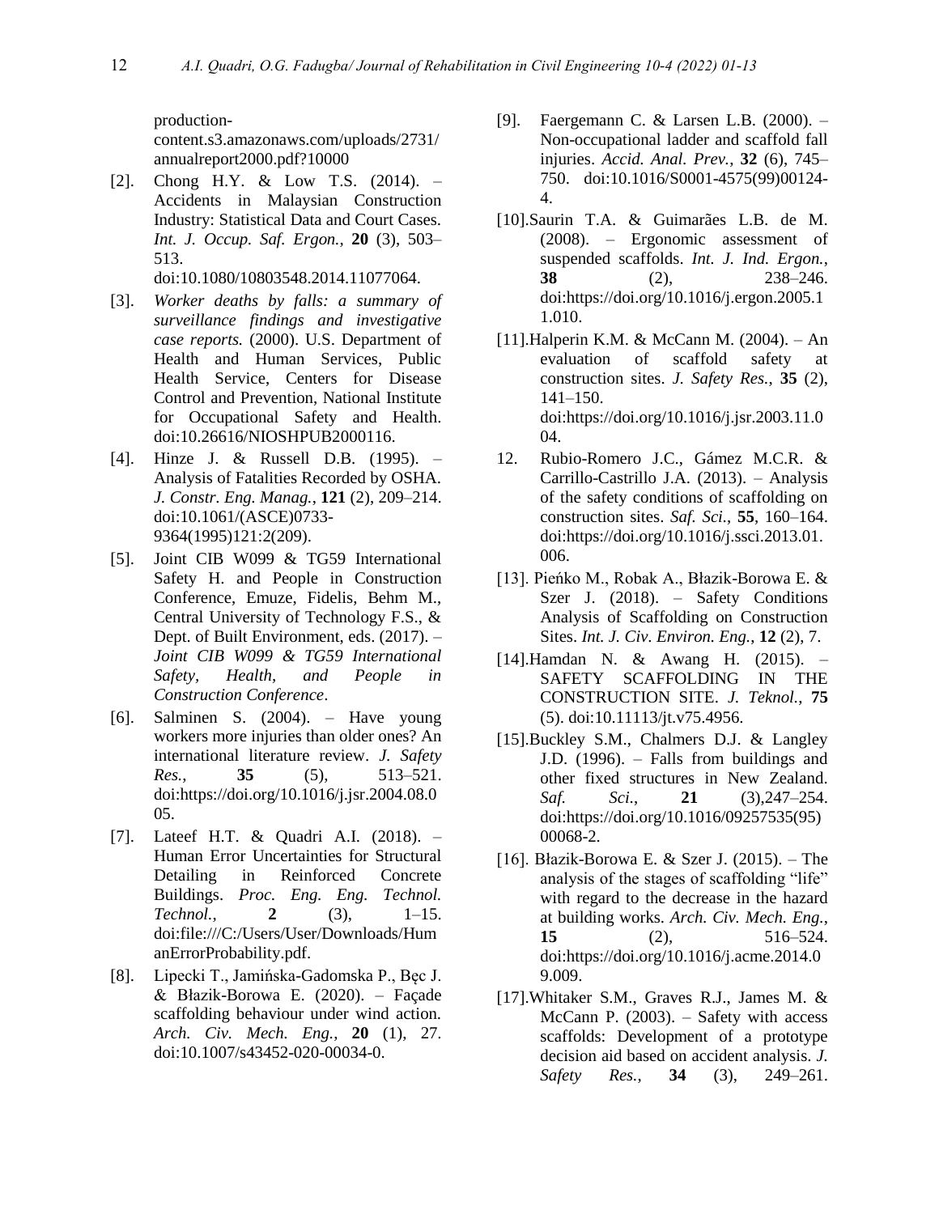production-content.s3.amazonaws.com/uploads/2731/annualreport2000.pdf?10000

[2]. Chong H.Y. & Low T.S. (2014). – Accidents in Malaysian Construction Industry: Statistical Data and Court Cases. *Int. J. Occup. Saf. Ergon.*, **20** (3), 503–513. doi:10.1080/10803548.2014.11077064.

[3]. *Worker deaths by falls: a summary of surveillance findings and investigative case reports.* (2000). U.S. Department of Health and Human Services, Public Health Service, Centers for Disease Control and Prevention, National Institute for Occupational Safety and Health. doi:10.26616/NIOSHPUB2000116.

[4]. Hinze J. & Russell D.B. (1995). – Analysis of Fatalities Recorded by OSHA. *J. Constr. Eng. Manag.*, **121** (2), 209–214. doi:10.1061/(ASCE)0733-9364(1995)121:2(209).

[5]. Joint CIB W099 & TG59 International Safety H. and People in Construction Conference, Emuze, Fidelis, Behm M., Central University of Technology F.S., & Dept. of Built Environment, eds. (2017). – *Joint CIB W099 & TG59 International Safety, Health, and People in Construction Conference*.

[6]. Salminen S. (2004). – Have young workers more injuries than older ones? An international literature review. *J. Safety Res.*, **35** (5), 513–521. doi:https://doi.org/10.1016/j.jsr.2004.08.005.

[7]. Lateef H.T. & Quadri A.I. (2018). – Human Error Uncertainties for Structural Detailing in Reinforced Concrete Buildings. *Proc. Eng. Eng. Technol. Technol.*, **2** (3), 1–15. doi:file:///C:/Users/User/Downloads/HumanErrorProbability.pdf.

[8]. Lipecki T., Jamińska-Gadomska P., Bęc J. & Błazik-Borowa E. (2020). – Façade scaffolding behaviour under wind action. *Arch. Civ. Mech. Eng.*, **20** (1), 27. doi:10.1007/s43452-020-00034-0.

[9]. Faergemann C. & Larsen L.B. (2000). – Non-occupational ladder and scaffold fall injuries. *Accid. Anal. Prev.*, **32** (6), 745–750. doi:10.1016/S0001-4575(99)00124-4.

[10]. Saurin T.A. & Guimarães L.B. de M. (2008). – Ergonomic assessment of suspended scaffolds. *Int. J. Ind. Ergon.*, **38** (2), 238–246. doi:https://doi.org/10.1016/j.ergon.2005.11.010.

[11]. Halperin K.M. & McCann M. (2004). – An evaluation of scaffold safety at construction sites. *J. Safety Res.*, **35** (2), 141–150. doi:https://doi.org/10.1016/j.jsr.2003.11.004.

12. Rubio-Romero J.C., Gámez M.C.R. & Carrillo-Castrillo J.A. (2013). – Analysis of the safety conditions of scaffolding on construction sites. *Saf. Sci.*, **55**, 160–164. doi:https://doi.org/10.1016/j.ssci.2013.01.006.

[13]. Pieńko M., Robak A., Błazik-Borowa E. & Szer J. (2018). – Safety Conditions Analysis of Scaffolding on Construction Sites. *Int. J. Civ. Environ. Eng.*, **12** (2), 7.

[14]. Hamdan N. & Awang H. (2015). – SAFETY SCAFFOLDING IN THE CONSTRUCTION SITE. *J. Teknol.*, **75** (5). doi:10.11113/jt.v75.4956.

[15]. Buckley S.M., Chalmers D.J. & Langley J.D. (1996). – Falls from buildings and other fixed structures in New Zealand. *Saf. Sci.*, **21** (3),247–254. doi:https://doi.org/10.1016/09257535(95)00068-2.

[16]. Błazik-Borowa E. & Szer J. (2015). – The analysis of the stages of scaffolding "life" with regard to the decrease in the hazard at building works. *Arch. Civ. Mech. Eng.*, **15** (2), 516–524. doi:https://doi.org/10.1016/j.acme.2014.09.009.

[17]. Whitaker S.M., Graves R.J., James M. & McCann P. (2003). – Safety with access scaffolds: Development of a prototype decision aid based on accident analysis. *J. Safety Res.*, **34** (3), 249–261.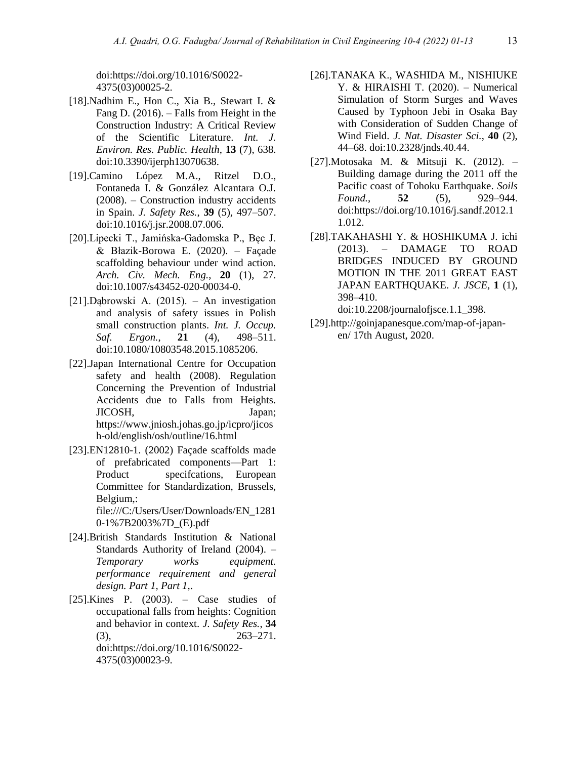doi:https://doi.org/10.1016/S0022-4375(03)00025-2.

[18].Nadhim E., Hon C., Xia B., Stewart I. & Fang D. (2016). – Falls from Height in the Construction Industry: A Critical Review of the Scientific Literature. *Int. J. Environ. Res. Public. Health*, **13** (7), 638. doi:10.3390/ijerph13070638.

[19].Camino López M.A., Ritzel D.O., Fontaneda I. & González Alcantara O.J. (2008). – Construction industry accidents in Spain. *J. Safety Res.*, **39** (5), 497–507. doi:10.1016/j.jsr.2008.07.006.

[20].Lipecki T., Jamińska-Gadomska P., Bęc J. & Błazik-Borowa E. (2020). – Façade scaffolding behaviour under wind action. *Arch. Civ. Mech. Eng.*, **20** (1), 27. doi:10.1007/s43452-020-00034-0.

[21].Dąbrowski A. (2015). – An investigation and analysis of safety issues in Polish small construction plants. *Int. J. Occup. Saf. Ergon.*, **21** (4), 498–511. doi:10.1080/10803548.2015.1085206.

[22].Japan International Centre for Occupation safety and health (2008). Regulation Concerning the Prevention of Industrial Accidents due to Falls from Heights. JICOSH, Japan; https://www.jniosh.johas.go.jp/icpro/jicosh-old/english/osh/outline/16.html

[23].EN12810-1. (2002) Façade scaffolds made of prefabricated components—Part 1: Product specifcations, European Committee for Standardization, Brussels, Belgium,: file:///C:/Users/User/Downloads/EN_12810-1%7B2003%7D_(E).pdf

[24].British Standards Institution & National Standards Authority of Ireland (2004). – *Temporary works equipment. performance requirement and general design. Part 1, Part 1,.*

[25].Kines P. (2003). – Case studies of occupational falls from heights: Cognition and behavior in context. *J. Safety Res.*, **34** (3), 263–271. doi:https://doi.org/10.1016/S0022-4375(03)00023-9.

[26].TANAKA K., WASHIDA M., NISHIUKE Y. & HIRAISHI T. (2020). – Numerical Simulation of Storm Surges and Waves Caused by Typhoon Jebi in Osaka Bay with Consideration of Sudden Change of Wind Field. *J. Nat. Disaster Sci.*, **40** (2), 44–68. doi:10.2328/jnds.40.44.

[27].Motosaka M. & Mitsuji K. (2012). – Building damage during the 2011 off the Pacific coast of Tohoku Earthquake. *Soils Found.*, **52** (5), 929–944. doi:https://doi.org/10.1016/j.sandf.2012.11.012.

[28].TAKAHASHI Y. & HOSHIKUMA J. ichi (2013). – DAMAGE TO ROAD BRIDGES INDUCED BY GROUND MOTION IN THE 2011 GREAT EAST JAPAN EARTHQUAKE. *J. JSCE*, **1** (1), 398–410. doi:10.2208/journalofjsce.1.1_398.

[29].http://goinjapanesque.com/map-of-japan-en/ 17th August, 2020.